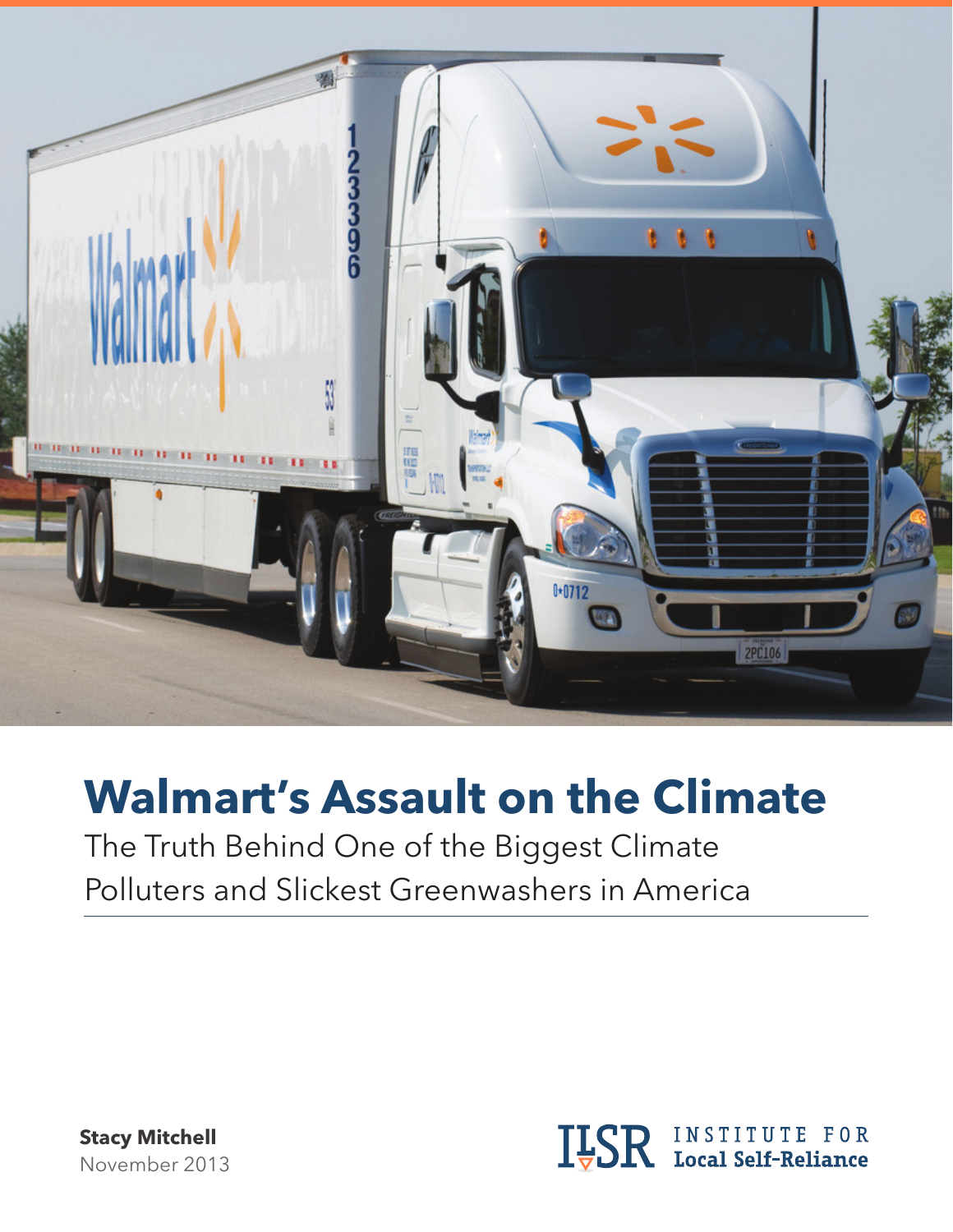# Walmart's Assault on the Climate

The Truth Behind One of the Biggest Climate Polluters and Slickest Greenwashers in America

**Stacy Mitchell**
November 2013

ILSR INSTITUTE FOR **Local Self-Reliance**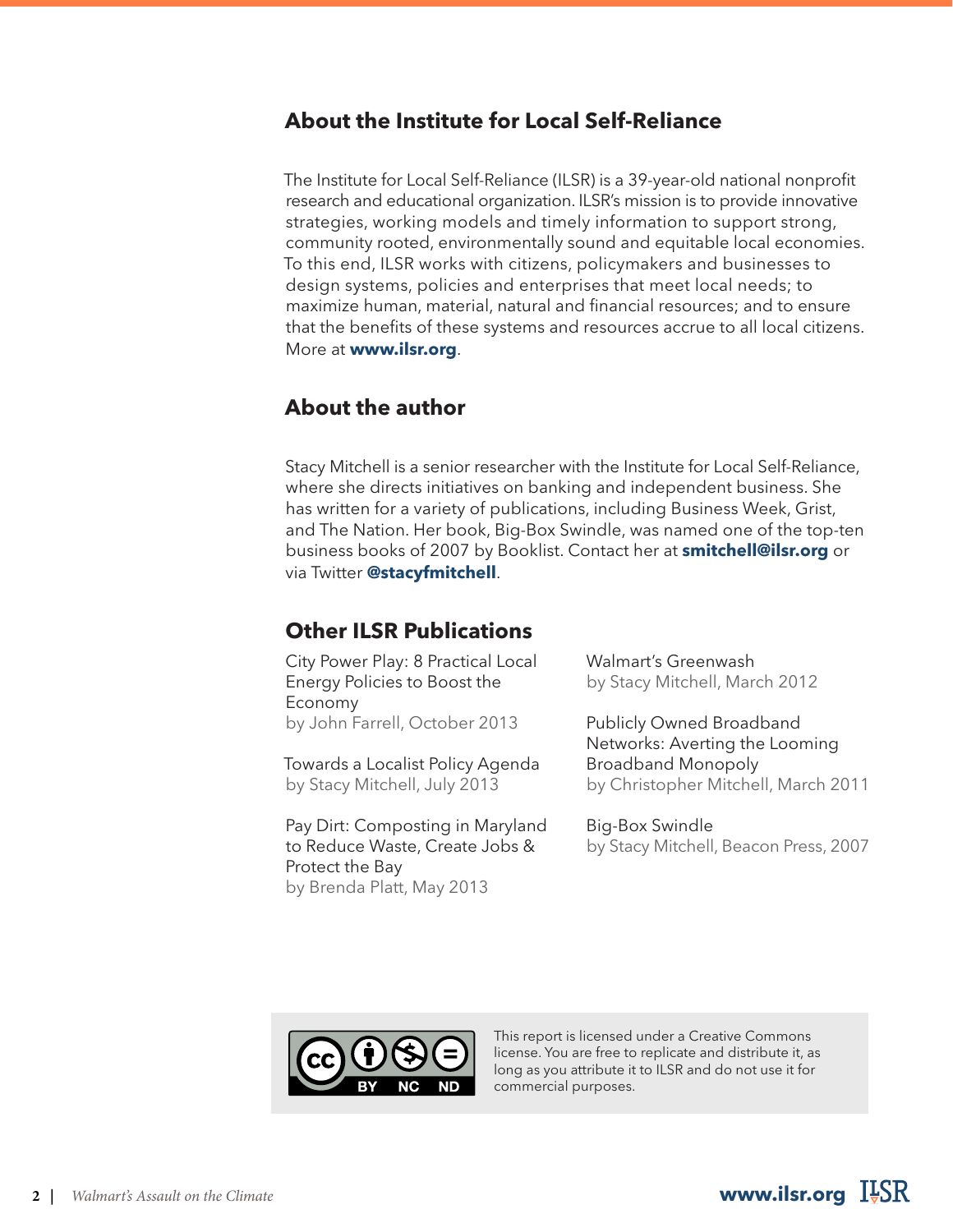## About the Institute for Local Self-Reliance

The Institute for Local Self-Reliance (ILSR) is a 39-year-old national nonprofit research and educational organization. ILSR's mission is to provide innovative strategies, working models and timely information to support strong, community rooted, environmentally sound and equitable local economies. To this end, ILSR works with citizens, policymakers and businesses to design systems, policies and enterprises that meet local needs; to maximize human, material, natural and financial resources; and to ensure that the benefits of these systems and resources accrue to all local citizens. More at **www.ilsr.org**.

## About the author

Stacy Mitchell is a senior researcher with the Institute for Local Self-Reliance, where she directs initiatives on banking and independent business. She has written for a variety of publications, including Business Week, Grist, and The Nation. Her book, Big-Box Swindle, was named one of the top-ten business books of 2007 by Booklist. Contact her at **smitchell@ilsr.org** or via Twitter **@stacyfmitchell**.

## Other ILSR Publications

City Power Play: 8 Practical Local Energy Policies to Boost the Economy
by John Farrell, October 2013

Towards a Localist Policy Agenda
by Stacy Mitchell, July 2013

Pay Dirt: Composting in Maryland to Reduce Waste, Create Jobs & Protect the Bay
by Brenda Platt, May 2013

Walmart's Greenwash
by Stacy Mitchell, March 2012

Publicly Owned Broadband Networks: Averting the Looming Broadband Monopoly
by Christopher Mitchell, March 2011

Big-Box Swindle
by Stacy Mitchell, Beacon Press, 2007

This report is licensed under a Creative Commons license. You are free to replicate and distribute it, as long as you attribute it to ILSR and do not use it for commercial purposes.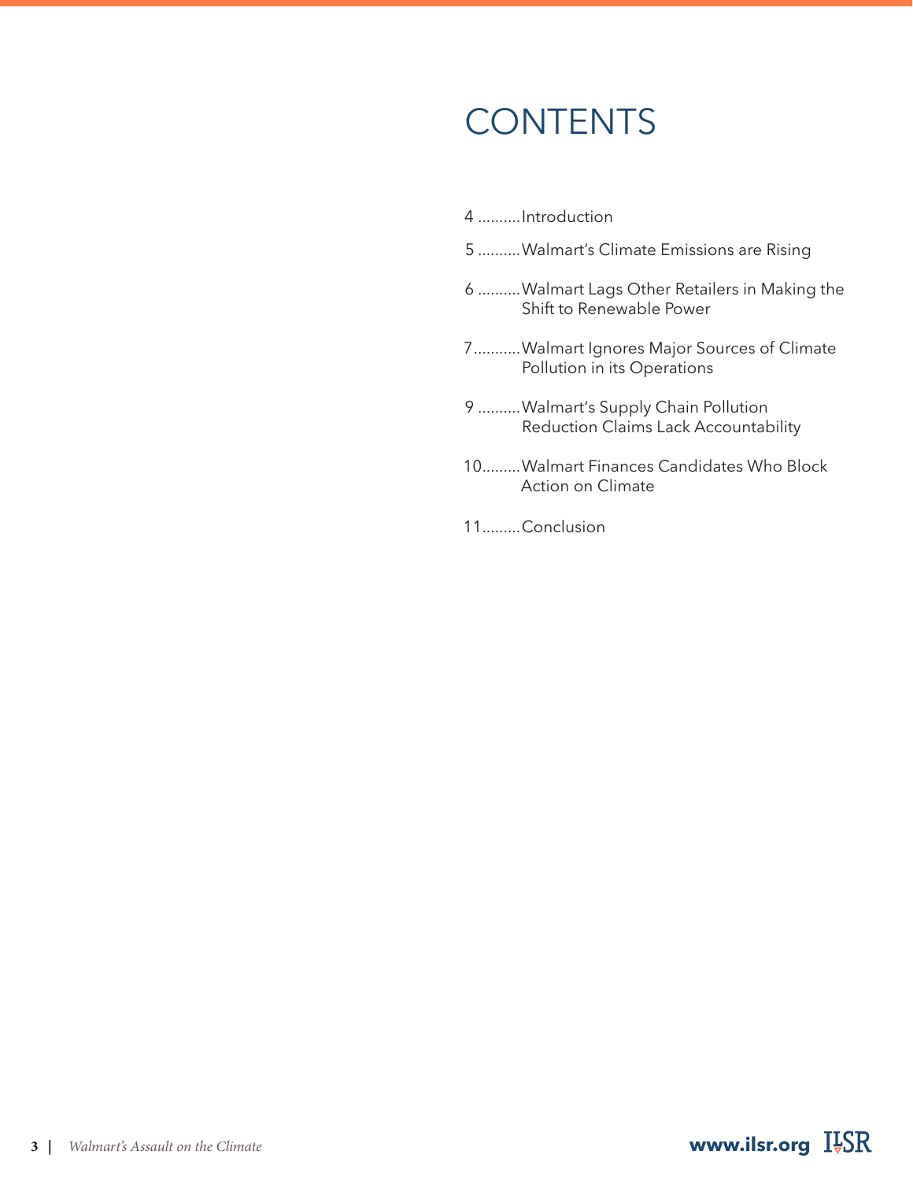# CONTENTS

4 ..........Introduction

5 ..........Walmart's Climate Emissions are Rising

6 ..........Walmart Lags Other Retailers in Making the Shift to Renewable Power

7...........Walmart Ignores Major Sources of Climate Pollution in its Operations

9 ..........Walmart's Supply Chain Pollution Reduction Claims Lack Accountability

10.........Walmart Finances Candidates Who Block Action on Climate

11.........Conclusion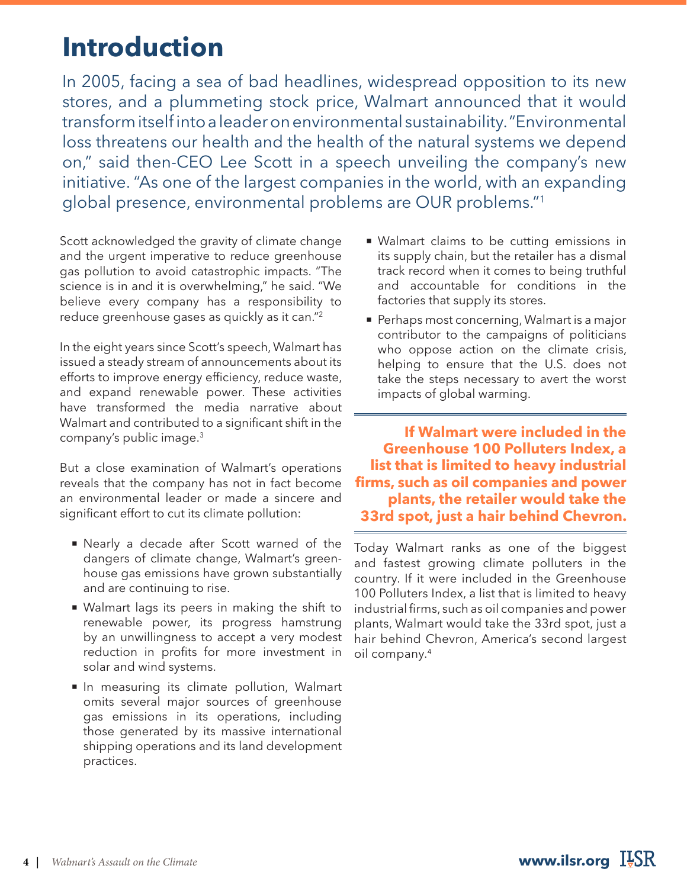# Introduction

In 2005, facing a sea of bad headlines, widespread opposition to its new stores, and a plummeting stock price, Walmart announced that it would transform itself into a leader on environmental sustainability. "Environmental loss threatens our health and the health of the natural systems we depend on," said then-CEO Lee Scott in a speech unveiling the company's new initiative. "As one of the largest companies in the world, with an expanding global presence, environmental problems are OUR problems."[1]

Scott acknowledged the gravity of climate change and the urgent imperative to reduce greenhouse gas pollution to avoid catastrophic impacts. "The science is in and it is overwhelming," he said. "We believe every company has a responsibility to reduce greenhouse gases as quickly as it can."[2]

In the eight years since Scott's speech, Walmart has issued a steady stream of announcements about its efforts to improve energy efficiency, reduce waste, and expand renewable power. These activities have transformed the media narrative about Walmart and contributed to a significant shift in the company's public image.[3]

But a close examination of Walmart's operations reveals that the company has not in fact become an environmental leader or made a sincere and significant effort to cut its climate pollution:

- Nearly a decade after Scott warned of the dangers of climate change, Walmart's greenhouse gas emissions have grown substantially and are continuing to rise.
- Walmart lags its peers in making the shift to renewable power, its progress hamstrung by an unwillingness to accept a very modest reduction in profits for more investment in solar and wind systems.
- In measuring its climate pollution, Walmart omits several major sources of greenhouse gas emissions in its operations, including those generated by its massive international shipping operations and its land development practices.
- Walmart claims to be cutting emissions in its supply chain, but the retailer has a dismal track record when it comes to being truthful and accountable for conditions in the factories that supply its stores.
- Perhaps most concerning, Walmart is a major contributor to the campaigns of politicians who oppose action on the climate crisis, helping to ensure that the U.S. does not take the steps necessary to avert the worst impacts of global warming.

**If Walmart were included in the Greenhouse 100 Polluters Index, a list that is limited to heavy industrial firms, such as oil companies and power plants, the retailer would take the 33rd spot, just a hair behind Chevron.**

Today Walmart ranks as one of the biggest and fastest growing climate polluters in the country. If it were included in the Greenhouse 100 Polluters Index, a list that is limited to heavy industrial firms, such as oil companies and power plants, Walmart would take the 33rd spot, just a hair behind Chevron, America's second largest oil company.[4]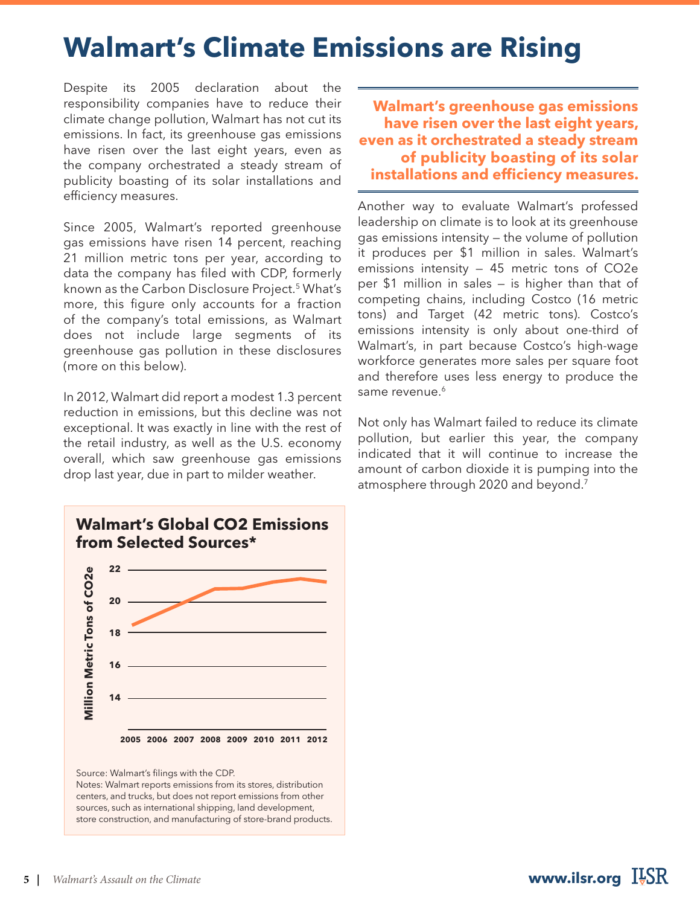# Walmart's Climate Emissions are Rising

Despite its 2005 declaration about the responsibility companies have to reduce their climate change pollution, Walmart has not cut its emissions. In fact, its greenhouse gas emissions have risen over the last eight years, even as the company orchestrated a steady stream of publicity boasting of its solar installations and efficiency measures.

Since 2005, Walmart's reported greenhouse gas emissions have risen 14 percent, reaching 21 million metric tons per year, according to data the company has filed with CDP, formerly known as the Carbon Disclosure Project.[5] What's more, this figure only accounts for a fraction of the company's total emissions, as Walmart does not include large segments of its greenhouse gas pollution in these disclosures (more on this below).

In 2012, Walmart did report a modest 1.3 percent reduction in emissions, but this decline was not exceptional. It was exactly in line with the rest of the retail industry, as well as the U.S. economy overall, which saw greenhouse gas emissions drop last year, due in part to milder weather.

**Walmart's Global CO2 Emissions from Selected Sources***

Million Metric Tons of CO2e

Source: Walmart's filings with the CDP.
Notes: Walmart reports emissions from its stores, distribution centers, and trucks, but does not report emissions from other sources, such as international shipping, land development, store construction, and manufacturing of store-brand products.

**Walmart's greenhouse gas emissions have risen over the last eight years, even as it orchestrated a steady stream of publicity boasting of its solar installations and efficiency measures.**

Another way to evaluate Walmart's professed leadership on climate is to look at its greenhouse gas emissions intensity — the volume of pollution it produces per \$1 million in sales. Walmart's emissions intensity — 45 metric tons of CO2e per \$1 million in sales — is higher than that of competing chains, including Costco (16 metric tons) and Target (42 metric tons). Costco's emissions intensity is only about one-third of Walmart's, in part because Costco's high-wage workforce generates more sales per square foot and therefore uses less energy to produce the same revenue.[6]

Not only has Walmart failed to reduce its climate pollution, but earlier this year, the company indicated that it will continue to increase the amount of carbon dioxide it is pumping into the atmosphere through 2020 and beyond.[7]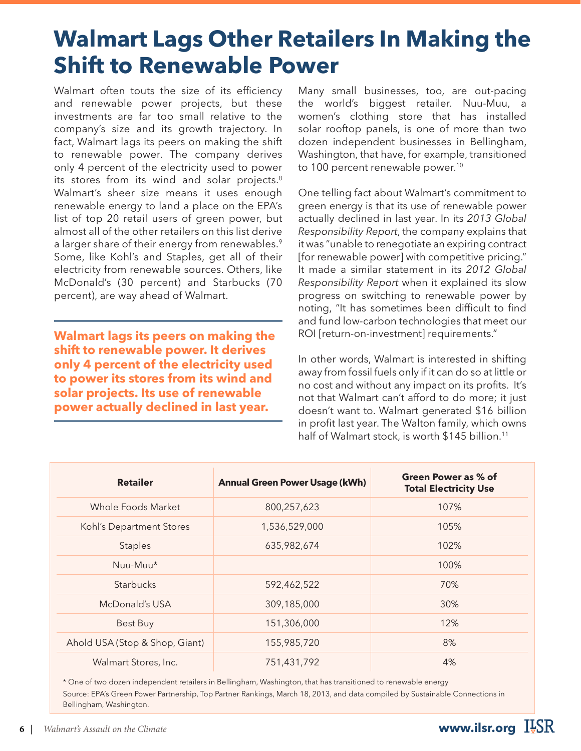# Walmart Lags Other Retailers In Making the Shift to Renewable Power

Walmart often touts the size of its efficiency and renewable power projects, but these investments are far too small relative to the company's size and its growth trajectory. In fact, Walmart lags its peers on making the shift to renewable power. The company derives only 4 percent of the electricity used to power its stores from its wind and solar projects.[8] Walmart's sheer size means it uses enough renewable energy to land a place on the EPA's list of top 20 retail users of green power, but almost all of the other retailers on this list derive a larger share of their energy from renewables.[9] Some, like Kohl's and Staples, get all of their electricity from renewable sources. Others, like McDonald's (30 percent) and Starbucks (70 percent), are way ahead of Walmart.

**Walmart lags its peers on making the shift to renewable power. It derives only 4 percent of the electricity used to power its stores from its wind and solar projects. Its use of renewable power actually declined in last year.**

Many small businesses, too, are out-pacing the world's biggest retailer. Nuu-Muu, a women's clothing store that has installed solar rooftop panels, is one of more than two dozen independent businesses in Bellingham, Washington, that have, for example, transitioned to 100 percent renewable power.[10]

One telling fact about Walmart's commitment to green energy is that its use of renewable power actually declined in last year. In its *2013 Global Responsibility Report*, the company explains that it was "unable to renegotiate an expiring contract [for renewable power] with competitive pricing." It made a similar statement in its *2012 Global Responsibility Report* when it explained its slow progress on switching to renewable power by noting, "It has sometimes been difficult to find and fund low-carbon technologies that meet our ROI [return-on-investment] requirements."

In other words, Walmart is interested in shifting away from fossil fuels only if it can do so at little or no cost and without any impact on its profits. It's not that Walmart can't afford to do more; it just doesn't want to. Walmart generated $16 billion in profit last year. The Walton family, which owns half of Walmart stock, is worth $145 billion.[11]

| Retailer | Annual Green Power Usage (kWh) | Green Power as % of Total Electricity Use |
|---|---|---|
| Whole Foods Market | 800,257,623 | 107% |
| Kohl's Department Stores | 1,536,529,000 | 105% |
| Staples | 635,982,674 | 102% |
| Nuu-Muu* | | 100% |
| Starbucks | 592,462,522 | 70% |
| McDonald's USA | 309,185,000 | 30% |
| Best Buy | 151,306,000 | 12% |
| Ahold USA (Stop & Shop, Giant) | 155,985,720 | 8% |
| Walmart Stores, Inc. | 751,431,792 | 4% |

* One of two dozen independent retailers in Bellingham, Washington, that has transitioned to renewable energy

Source: EPA's Green Power Partnership, Top Partner Rankings, March 18, 2013, and data compiled by Sustainable Connections in Bellingham, Washington.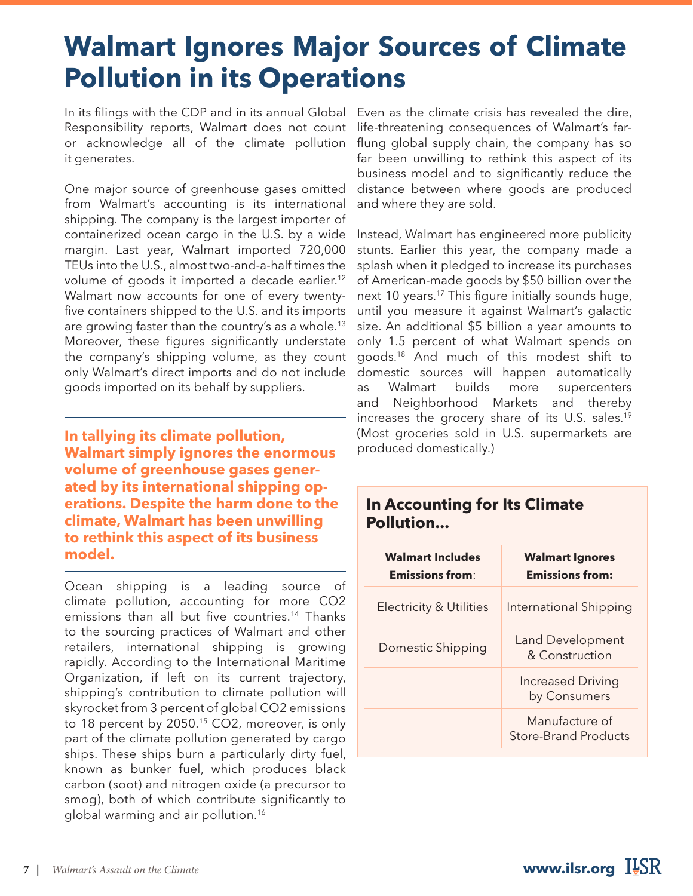# Walmart Ignores Major Sources of Climate Pollution in its Operations

In its filings with the CDP and in its annual Global Responsibility reports, Walmart does not count or acknowledge all of the climate pollution it generates.

One major source of greenhouse gases omitted from Walmart's accounting is its international shipping. The company is the largest importer of containerized ocean cargo in the U.S. by a wide margin. Last year, Walmart imported 720,000 TEUs into the U.S., almost two-and-a-half times the volume of goods it imported a decade earlier.[12] Walmart now accounts for one of every twenty-five containers shipped to the U.S. and its imports are growing faster than the country's as a whole.[13] Moreover, these figures significantly understate the company's shipping volume, as they count only Walmart's direct imports and do not include goods imported on its behalf by suppliers.

**In tallying its climate pollution, Walmart simply ignores the enormous volume of greenhouse gases generated by its international shipping operations. Despite the harm done to the climate, Walmart has been unwilling to rethink this aspect of its business model.**

Ocean shipping is a leading source of climate pollution, accounting for more $CO_2$ emissions than all but five countries.[14] Thanks to the sourcing practices of Walmart and other retailers, international shipping is growing rapidly. According to the International Maritime Organization, if left on its current trajectory, shipping's contribution to climate pollution will skyrocket from 3 percent of global $CO_2$ emissions to 18 percent by 2050.[15] $CO_2$, moreover, is only part of the climate pollution generated by cargo ships. These ships burn a particularly dirty fuel, known as bunker fuel, which produces black carbon (soot) and nitrogen oxide (a precursor to smog), both of which contribute significantly to global warming and air pollution.[16]

Even as the climate crisis has revealed the dire, life-threatening consequences of Walmart's far-flung global supply chain, the company has so far been unwilling to rethink this aspect of its business model and to significantly reduce the distance between where goods are produced and where they are sold.

Instead, Walmart has engineered more publicity stunts. Earlier this year, the company made a splash when it pledged to increase its purchases of American-made goods by $50 billion over the next 10 years.[17] This figure initially sounds huge, until you measure it against Walmart's galactic size. An additional $5 billion a year amounts to only 1.5 percent of what Walmart spends on goods.[18] And much of this modest shift to domestic sources will happen automatically as Walmart builds more supercenters and Neighborhood Markets and thereby increases the grocery share of its U.S. sales.[19] (Most groceries sold in U.S. supermarkets are produced domestically.)

### In Accounting for Its Climate Pollution...

| Walmart Includes Emissions from: | Walmart Ignores Emissions from: |
|---|---|
| Electricity & Utilities | International Shipping |
| Domestic Shipping | Land Development & Construction |
| | Increased Driving by Consumers |
| | Manufacture of Store-Brand Products |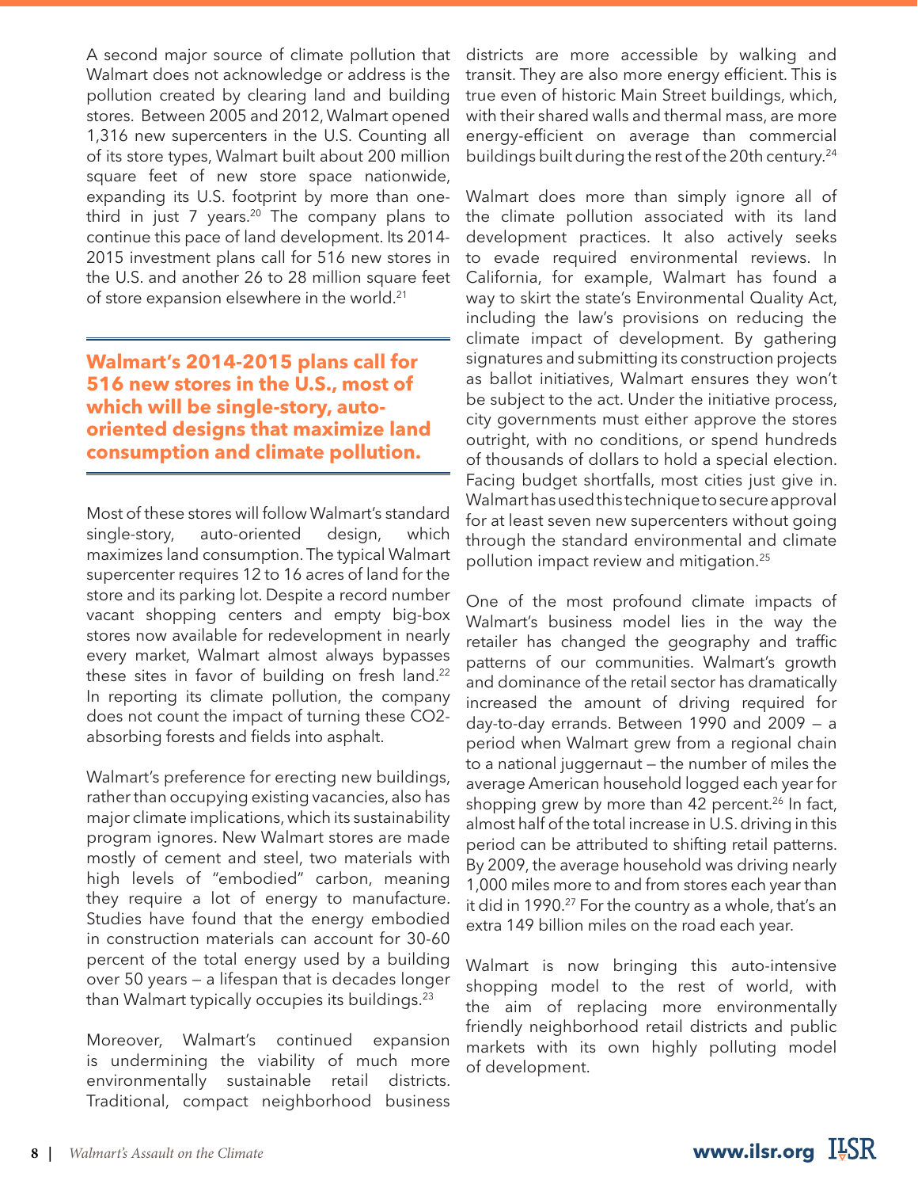A second major source of climate pollution that Walmart does not acknowledge or address is the pollution created by clearing land and building stores. Between 2005 and 2012, Walmart opened 1,316 new supercenters in the U.S. Counting all of its store types, Walmart built about 200 million square feet of new store space nationwide, expanding its U.S. footprint by more than one-third in just 7 years.[20] The company plans to continue this pace of land development. Its 2014-2015 investment plans call for 516 new stores in the U.S. and another 26 to 28 million square feet of store expansion elsewhere in the world.[21]

**Walmart's 2014-2015 plans call for 516 new stores in the U.S., most of which will be single-story, auto-oriented designs that maximize land consumption and climate pollution.**

Most of these stores will follow Walmart's standard single-story, auto-oriented design, which maximizes land consumption. The typical Walmart supercenter requires 12 to 16 acres of land for the store and its parking lot. Despite a record number vacant shopping centers and empty big-box stores now available for redevelopment in nearly every market, Walmart almost always bypasses these sites in favor of building on fresh land.[22] In reporting its climate pollution, the company does not count the impact of turning these CO2-absorbing forests and fields into asphalt.

Walmart's preference for erecting new buildings, rather than occupying existing vacancies, also has major climate implications, which its sustainability program ignores. New Walmart stores are made mostly of cement and steel, two materials with high levels of "embodied" carbon, meaning they require a lot of energy to manufacture. Studies have found that the energy embodied in construction materials can account for 30-60 percent of the total energy used by a building over 50 years — a lifespan that is decades longer than Walmart typically occupies its buildings.[23]

Moreover, Walmart's continued expansion is undermining the viability of much more environmentally sustainable retail districts. Traditional, compact neighborhood business districts are more accessible by walking and transit. They are also more energy efficient. This is true even of historic Main Street buildings, which, with their shared walls and thermal mass, are more energy-efficient on average than commercial buildings built during the rest of the 20th century.[24]

Walmart does more than simply ignore all of the climate pollution associated with its land development practices. It also actively seeks to evade required environmental reviews. In California, for example, Walmart has found a way to skirt the state's Environmental Quality Act, including the law's provisions on reducing the climate impact of development. By gathering signatures and submitting its construction projects as ballot initiatives, Walmart ensures they won't be subject to the act. Under the initiative process, city governments must either approve the stores outright, with no conditions, or spend hundreds of thousands of dollars to hold a special election. Facing budget shortfalls, most cities just give in. Walmart has used this technique to secure approval for at least seven new supercenters without going through the standard environmental and climate pollution impact review and mitigation.[25]

One of the most profound climate impacts of Walmart's business model lies in the way the retailer has changed the geography and traffic patterns of our communities. Walmart's growth and dominance of the retail sector has dramatically increased the amount of driving required for day-to-day errands. Between 1990 and 2009 — a period when Walmart grew from a regional chain to a national juggernaut — the number of miles the average American household logged each year for shopping grew by more than 42 percent.[26] In fact, almost half of the total increase in U.S. driving in this period can be attributed to shifting retail patterns. By 2009, the average household was driving nearly 1,000 miles more to and from stores each year than it did in 1990.[27] For the country as a whole, that's an extra 149 billion miles on the road each year.

Walmart is now bringing this auto-intensive shopping model to the rest of world, with the aim of replacing more environmentally friendly neighborhood retail districts and public markets with its own highly polluting model of development.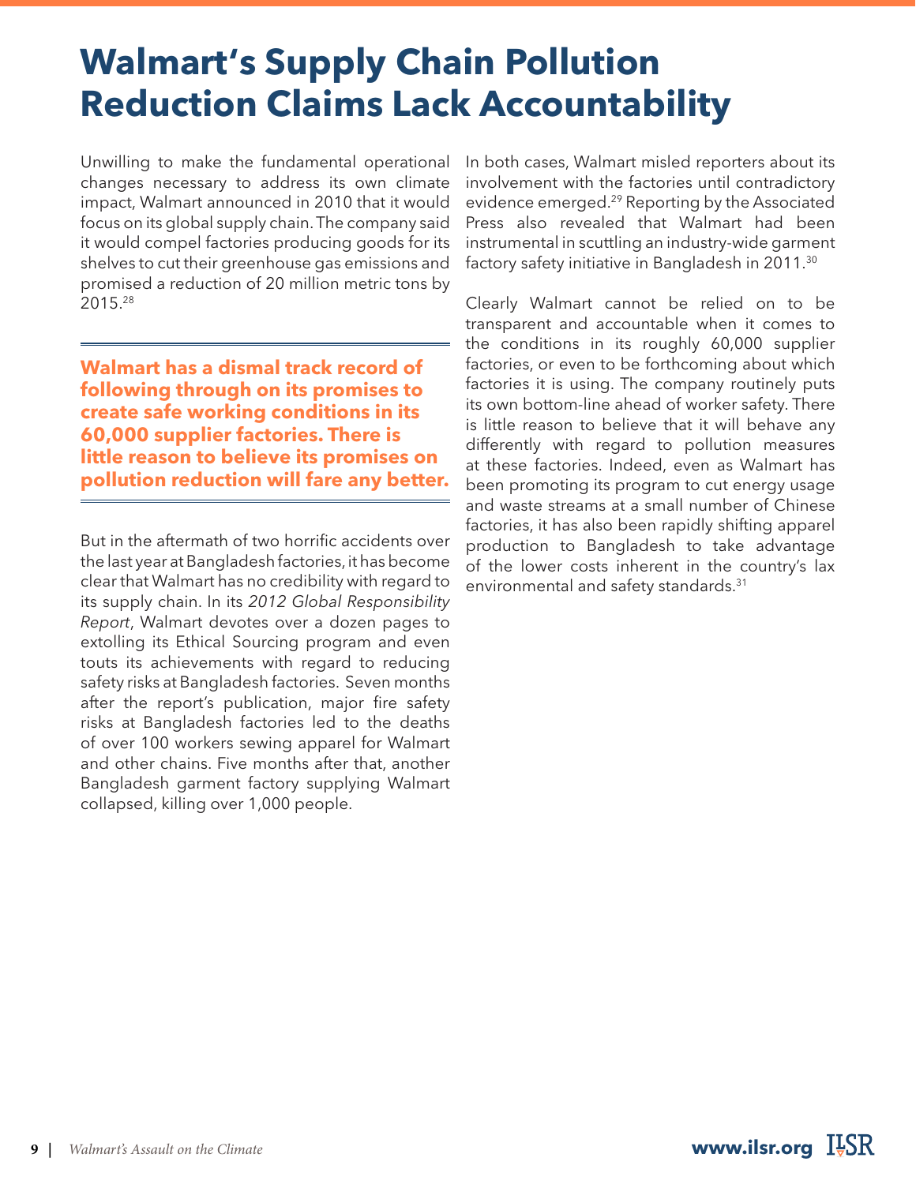# Walmart's Supply Chain Pollution Reduction Claims Lack Accountability

Unwilling to make the fundamental operational changes necessary to address its own climate impact, Walmart announced in 2010 that it would focus on its global supply chain. The company said it would compel factories producing goods for its shelves to cut their greenhouse gas emissions and promised a reduction of 20 million metric tons by 2015.[28]

**Walmart has a dismal track record of following through on its promises to create safe working conditions in its 60,000 supplier factories. There is little reason to believe its promises on pollution reduction will fare any better.**

But in the aftermath of two horrific accidents over the last year at Bangladesh factories, it has become clear that Walmart has no credibility with regard to its supply chain. In its *2012 Global Responsibility Report*, Walmart devotes over a dozen pages to extolling its Ethical Sourcing program and even touts its achievements with regard to reducing safety risks at Bangladesh factories. Seven months after the report's publication, major fire safety risks at Bangladesh factories led to the deaths of over 100 workers sewing apparel for Walmart and other chains. Five months after that, another Bangladesh garment factory supplying Walmart collapsed, killing over 1,000 people.

In both cases, Walmart misled reporters about its involvement with the factories until contradictory evidence emerged.[29] Reporting by the Associated Press also revealed that Walmart had been instrumental in scuttling an industry-wide garment factory safety initiative in Bangladesh in 2011.[30]

Clearly Walmart cannot be relied on to be transparent and accountable when it comes to the conditions in its roughly 60,000 supplier factories, or even to be forthcoming about which factories it is using. The company routinely puts its own bottom-line ahead of worker safety. There is little reason to believe that it will behave any differently with regard to pollution measures at these factories. Indeed, even as Walmart has been promoting its program to cut energy usage and waste streams at a small number of Chinese factories, it has also been rapidly shifting apparel production to Bangladesh to take advantage of the lower costs inherent in the country's lax environmental and safety standards.[31]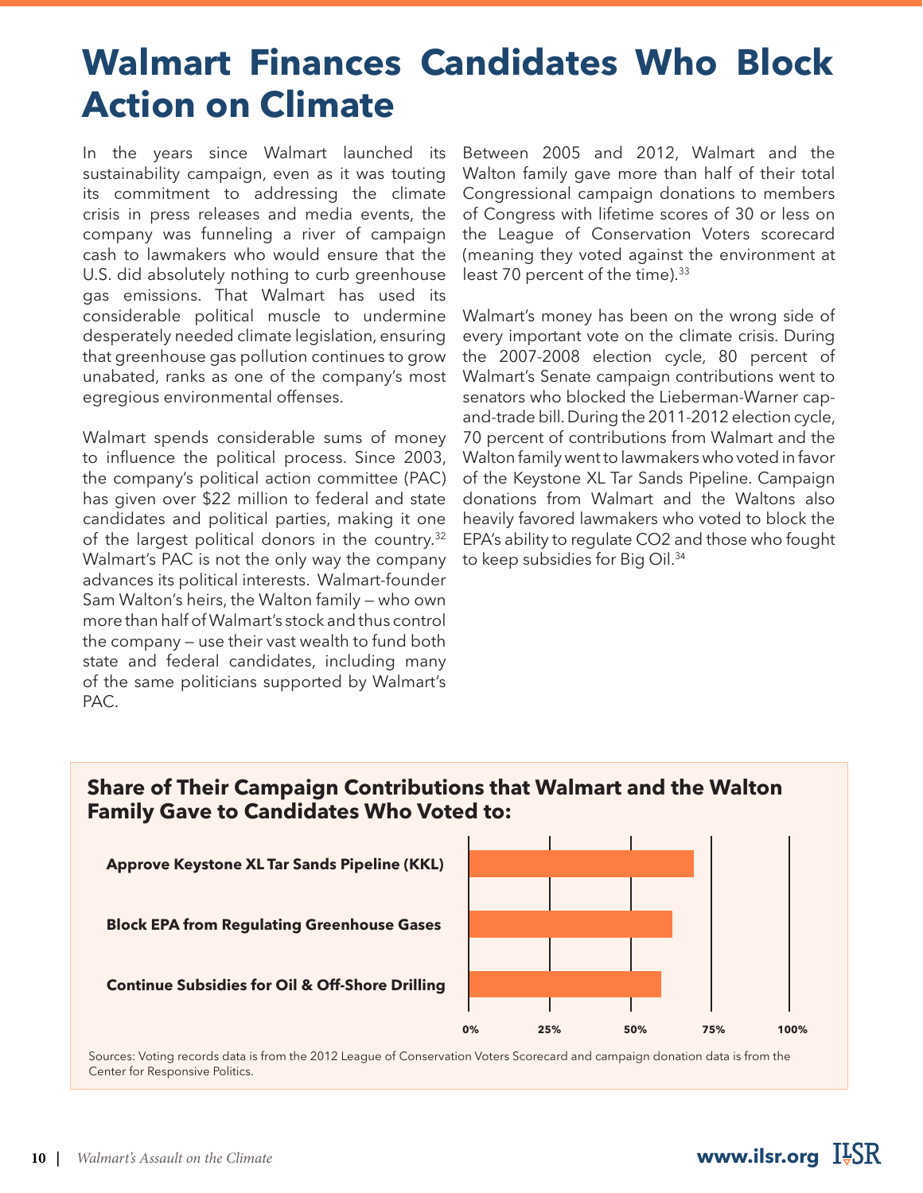# Walmart Finances Candidates Who Block Action on Climate

In the years since Walmart launched its sustainability campaign, even as it was touting its commitment to addressing the climate crisis in press releases and media events, the company was funneling a river of campaign cash to lawmakers who would ensure that the U.S. did absolutely nothing to curb greenhouse gas emissions. That Walmart has used its considerable political muscle to undermine desperately needed climate legislation, ensuring that greenhouse gas pollution continues to grow unabated, ranks as one of the company's most egregious environmental offenses.

Walmart spends considerable sums of money to influence the political process. Since 2003, the company's political action committee (PAC) has given over $22 million to federal and state candidates and political parties, making it one of the largest political donors in the country.[32] Walmart's PAC is not the only way the company advances its political interests. Walmart-founder Sam Walton's heirs, the Walton family — who own more than half of Walmart's stock and thus control the company — use their vast wealth to fund both state and federal candidates, including many of the same politicians supported by Walmart's PAC.

Between 2005 and 2012, Walmart and the Walton family gave more than half of their total Congressional campaign donations to members of Congress with lifetime scores of 30 or less on the League of Conservation Voters scorecard (meaning they voted against the environment at least 70 percent of the time).[33]

Walmart's money has been on the wrong side of every important vote on the climate crisis. During the 2007-2008 election cycle, 80 percent of Walmart's Senate campaign contributions went to senators who blocked the Lieberman-Warner cap-and-trade bill. During the 2011-2012 election cycle, 70 percent of contributions from Walmart and the Walton family went to lawmakers who voted in favor of the Keystone XL Tar Sands Pipeline. Campaign donations from Walmart and the Waltons also heavily favored lawmakers who voted to block the EPA's ability to regulate $CO_2$ and those who fought to keep subsidies for Big Oil.[34]

**Share of Their Campaign Contributions that Walmart and the Walton Family Gave to Candidates Who Voted to:**

- **Approve Keystone XL Tar Sands Pipeline (KKL)**
- **Block EPA from Regulating Greenhouse Gases**
- **Continue Subsidies for Oil & Off-Shore Drilling**

0% | 25% | 50% | 75% | 100%

Sources: Voting records data is from the 2012 League of Conservation Voters Scorecard and campaign donation data is from the Center for Responsive Politics.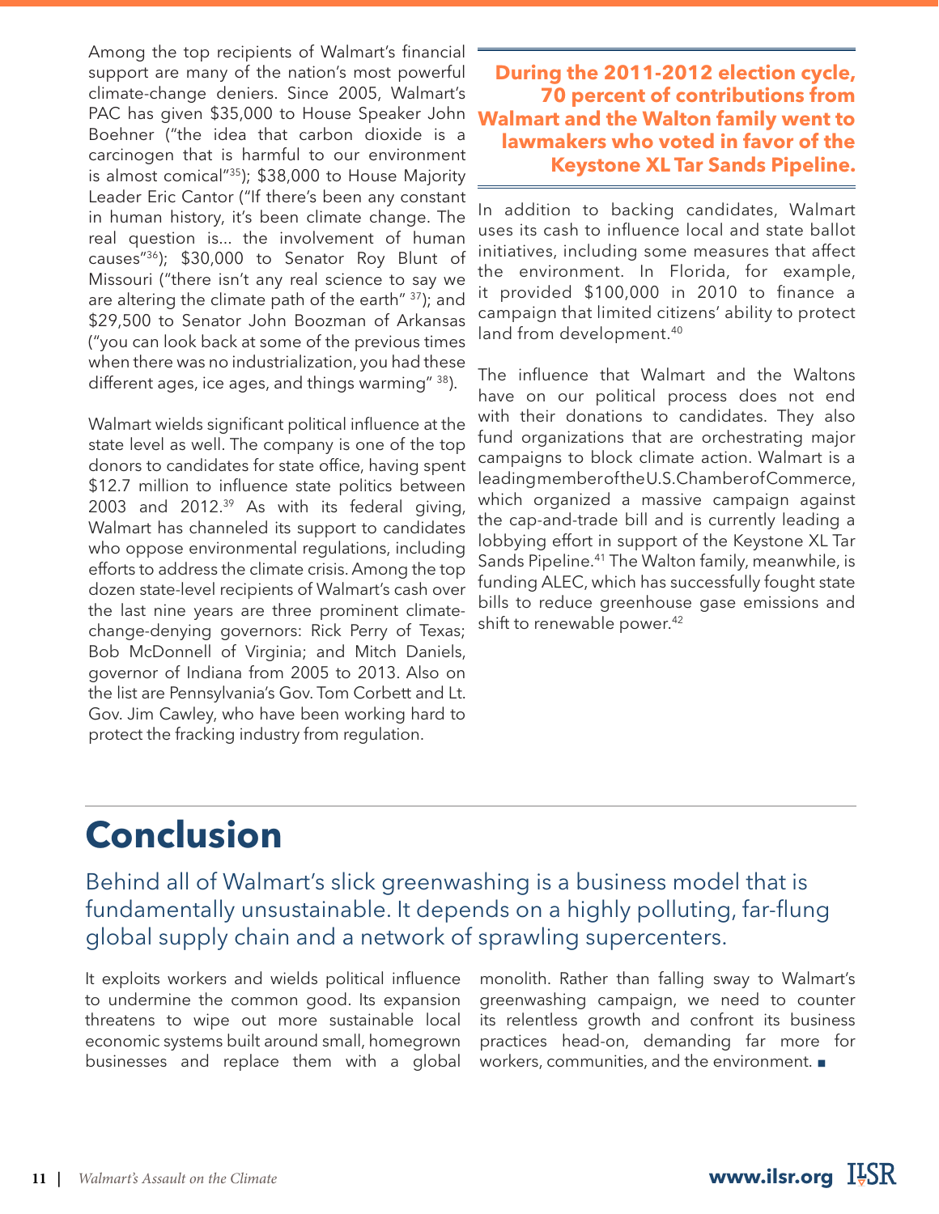Among the top recipients of Walmart's financial support are many of the nation's most powerful climate-change deniers. Since 2005, Walmart's PAC has given $35,000 to House Speaker John Boehner ("the idea that carbon dioxide is a carcinogen that is harmful to our environment is almost comical"[35]); $38,000 to House Majority Leader Eric Cantor ("If there's been any constant in human history, it's been climate change. The real question is... the involvement of human causes"[36]); $30,000 to Senator Roy Blunt of Missouri ("there isn't any real science to say we are altering the climate path of the earth" [37]); and $29,500 to Senator John Boozman of Arkansas ("you can look back at some of the previous times when there was no industrialization, you had these different ages, ice ages, and things warming" [38]).

Walmart wields significant political influence at the state level as well. The company is one of the top donors to candidates for state office, having spent $12.7 million to influence state politics between 2003 and 2012.[39] As with its federal giving, Walmart has channeled its support to candidates who oppose environmental regulations, including efforts to address the climate crisis. Among the top dozen state-level recipients of Walmart's cash over the last nine years are three prominent climate-change-denying governors: Rick Perry of Texas; Bob McDonnell of Virginia; and Mitch Daniels, governor of Indiana from 2005 to 2013. Also on the list are Pennsylvania's Gov. Tom Corbett and Lt. Gov. Jim Cawley, who have been working hard to protect the fracking industry from regulation.

**During the 2011-2012 election cycle, 70 percent of contributions from Walmart and the Walton family went to lawmakers who voted in favor of the Keystone XL Tar Sands Pipeline.**

In addition to backing candidates, Walmart uses its cash to influence local and state ballot initiatives, including some measures that affect the environment. In Florida, for example, it provided $100,000 in 2010 to finance a campaign that limited citizens' ability to protect land from development.[40]

The influence that Walmart and the Waltons have on our political process does not end with their donations to candidates. They also fund organizations that are orchestrating major campaigns to block climate action. Walmart is a leading member of the U.S. Chamber of Commerce, which organized a massive campaign against the cap-and-trade bill and is currently leading a lobbying effort in support of the Keystone XL Tar Sands Pipeline.[41] The Walton family, meanwhile, is funding ALEC, which has successfully fought state bills to reduce greenhouse gase emissions and shift to renewable power.[42]

# Conclusion

Behind all of Walmart's slick greenwashing is a business model that is fundamentally unsustainable. It depends on a highly polluting, far-flung global supply chain and a network of sprawling supercenters.

It exploits workers and wields political influence to undermine the common good. Its expansion threatens to wipe out more sustainable local economic systems built around small, homegrown businesses and replace them with a global monolith. Rather than falling sway to Walmart's greenwashing campaign, we need to counter its relentless growth and confront its business practices head-on, demanding far more for workers, communities, and the environment. ■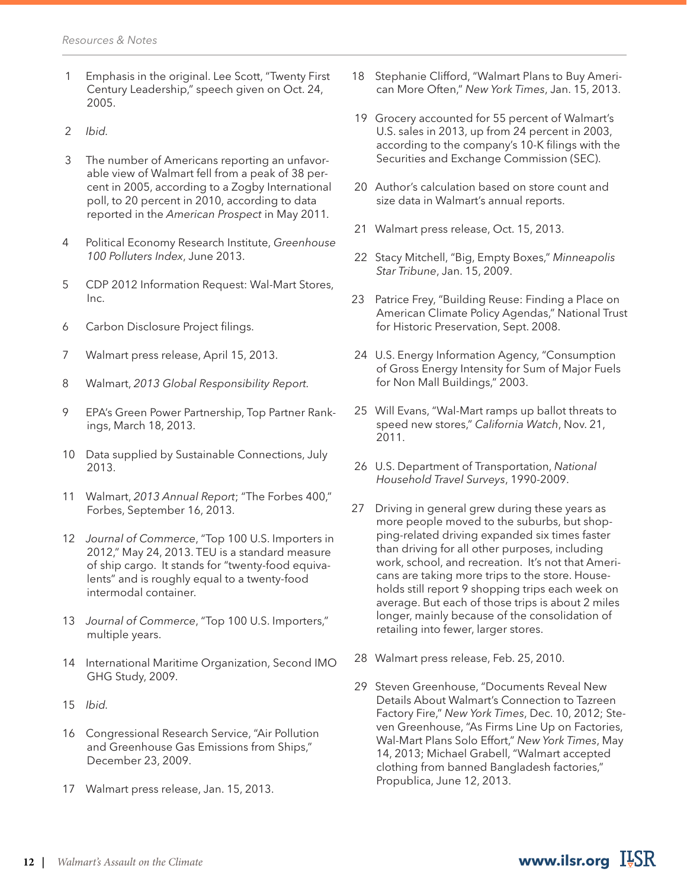Resources & Notes

1. Emphasis in the original. Lee Scott, "Twenty First Century Leadership," speech given on Oct. 24, 2005.

2. *Ibid.*

3. The number of Americans reporting an unfavorable view of Walmart fell from a peak of 38 percent in 2005, according to a Zogby International poll, to 20 percent in 2010, according to data reported in the *American Prospect* in May 2011.

4. Political Economy Research Institute, *Greenhouse 100 Polluters Index*, June 2013.

5. CDP 2012 Information Request: Wal-Mart Stores, Inc.

6. Carbon Disclosure Project filings.

7. Walmart press release, April 15, 2013.

8. Walmart, *2013 Global Responsibility Report*.

9. EPA's Green Power Partnership, Top Partner Rankings, March 18, 2013.

10. Data supplied by Sustainable Connections, July 2013.

11. Walmart, *2013 Annual Report*; "The Forbes 400," Forbes, September 16, 2013.

12. *Journal of Commerce*, "Top 100 U.S. Importers in 2012," May 24, 2013. TEU is a standard measure of ship cargo. It stands for "twenty-food equivalents" and is roughly equal to a twenty-food intermodal container.

13. *Journal of Commerce*, "Top 100 U.S. Importers," multiple years.

14. International Maritime Organization, Second IMO GHG Study, 2009.

15. *Ibid.*

16. Congressional Research Service, "Air Pollution and Greenhouse Gas Emissions from Ships," December 23, 2009.

17. Walmart press release, Jan. 15, 2013.

18. Stephanie Clifford, "Walmart Plans to Buy American More Often," *New York Times*, Jan. 15, 2013.

19. Grocery accounted for 55 percent of Walmart's U.S. sales in 2013, up from 24 percent in 2003, according to the company's 10-K filings with the Securities and Exchange Commission (SEC).

20. Author's calculation based on store count and size data in Walmart's annual reports.

21. Walmart press release, Oct. 15, 2013.

22. Stacy Mitchell, "Big, Empty Boxes," *Minneapolis Star Tribune*, Jan. 15, 2009.

23. Patrice Frey, "Building Reuse: Finding a Place on American Climate Policy Agendas," National Trust for Historic Preservation, Sept. 2008.

24. U.S. Energy Information Agency, "Consumption of Gross Energy Intensity for Sum of Major Fuels for Non Mall Buildings," 2003.

25. Will Evans, "Wal-Mart ramps up ballot threats to speed new stores," *California Watch*, Nov. 21, 2011.

26. U.S. Department of Transportation, *National Household Travel Surveys*, 1990-2009.

27. Driving in general grew during these years as more people moved to the suburbs, but shopping-related driving expanded six times faster than driving for all other purposes, including work, school, and recreation. It's not that Americans are taking more trips to the store. Households still report 9 shopping trips each week on average. But each of those trips is about 2 miles longer, mainly because of the consolidation of retailing into fewer, larger stores.

28. Walmart press release, Feb. 25, 2010.

29. Steven Greenhouse, "Documents Reveal New Details About Walmart's Connection to Tazreen Factory Fire," *New York Times*, Dec. 10, 2012; Steven Greenhouse, "As Firms Line Up on Factories, Wal-Mart Plans Solo Effort," *New York Times*, May 14, 2013; Michael Grabell, "Walmart accepted clothing from banned Bangladesh factories," Propublica, June 12, 2013.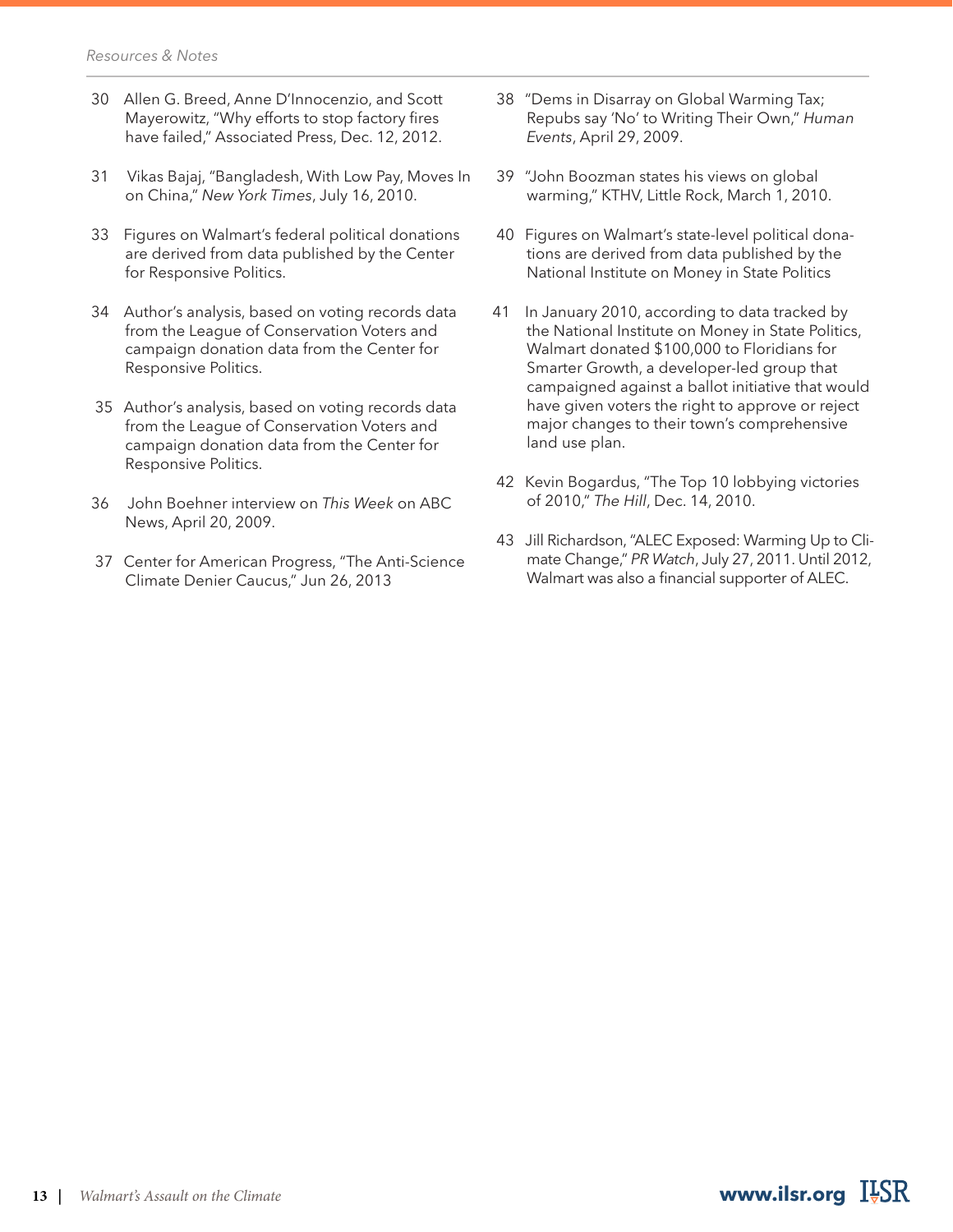30 Allen G. Breed, Anne D'Innocenzio, and Scott Mayerowitz, "Why efforts to stop factory fires have failed," Associated Press, Dec. 12, 2012.

31 Vikas Bajaj, "Bangladesh, With Low Pay, Moves In on China," *New York Times*, July 16, 2010.

33 Figures on Walmart's federal political donations are derived from data published by the Center for Responsive Politics.

34 Author's analysis, based on voting records data from the League of Conservation Voters and campaign donation data from the Center for Responsive Politics.

35 Author's analysis, based on voting records data from the League of Conservation Voters and campaign donation data from the Center for Responsive Politics.

36 John Boehner interview on *This Week* on ABC News, April 20, 2009.

37 Center for American Progress, "The Anti-Science Climate Denier Caucus," Jun 26, 2013

38 "Dems in Disarray on Global Warming Tax; Repubs say 'No' to Writing Their Own," *Human Events*, April 29, 2009.

39 "John Boozman states his views on global warming," KTHV, Little Rock, March 1, 2010.

40 Figures on Walmart's state-level political donations are derived from data published by the National Institute on Money in State Politics

41 In January 2010, according to data tracked by the National Institute on Money in State Politics, Walmart donated $100,000 to Floridians for Smarter Growth, a developer-led group that campaigned against a ballot initiative that would have given voters the right to approve or reject major changes to their town's comprehensive land use plan.

42 Kevin Bogardus, "The Top 10 lobbying victories of 2010," *The Hill*, Dec. 14, 2010.

43 Jill Richardson, "ALEC Exposed: Warming Up to Climate Change," *PR Watch*, July 27, 2011. Until 2012, Walmart was also a financial supporter of ALEC.